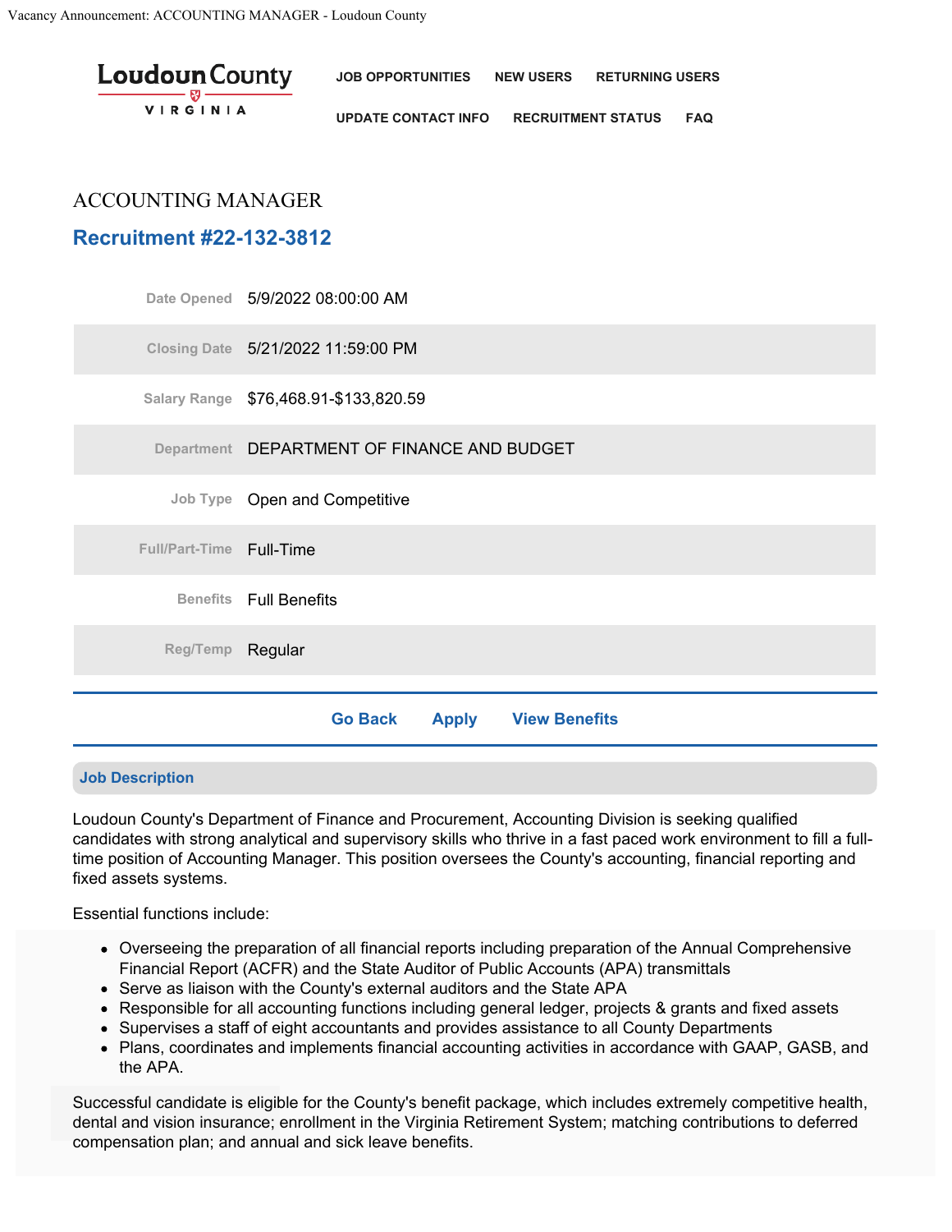# ACCOUNTING MANAGER

## Recruitment #22-132-3812

| | |
|---|---|
| Date Opened | 5/9/2022 08:00:00 AM |
| Closing Date | 5/21/2022 11:59:00 PM |
| Salary Range | $76,468.91-$133,820.59 |
| Department | DEPARTMENT OF FINANCE AND BUDGET |
| Job Type | Open and Competitive |
| Full/Part-Time | Full-Time |
| Benefits | Full Benefits |
| Reg/Temp | Regular |

Go Back Apply View Benefits

### Job Description

Loudoun County's Department of Finance and Procurement, Accounting Division is seeking qualified candidates with strong analytical and supervisory skills who thrive in a fast paced work environment to fill a full-time position of Accounting Manager. This position oversees the County's accounting, financial reporting and fixed assets systems.

Essential functions include:

- Overseeing the preparation of all financial reports including preparation of the Annual Comprehensive Financial Report (ACFR) and the State Auditor of Public Accounts (APA) transmittals
- Serve as liaison with the County's external auditors and the State APA
- Responsible for all accounting functions including general ledger, projects & grants and fixed assets
- Supervises a staff of eight accountants and provides assistance to all County Departments
- Plans, coordinates and implements financial accounting activities in accordance with GAAP, GASB, and the APA.

Successful candidate is eligible for the County's benefit package, which includes extremely competitive health, dental and vision insurance; enrollment in the Virginia Retirement System; matching contributions to deferred compensation plan; and annual and sick leave benefits.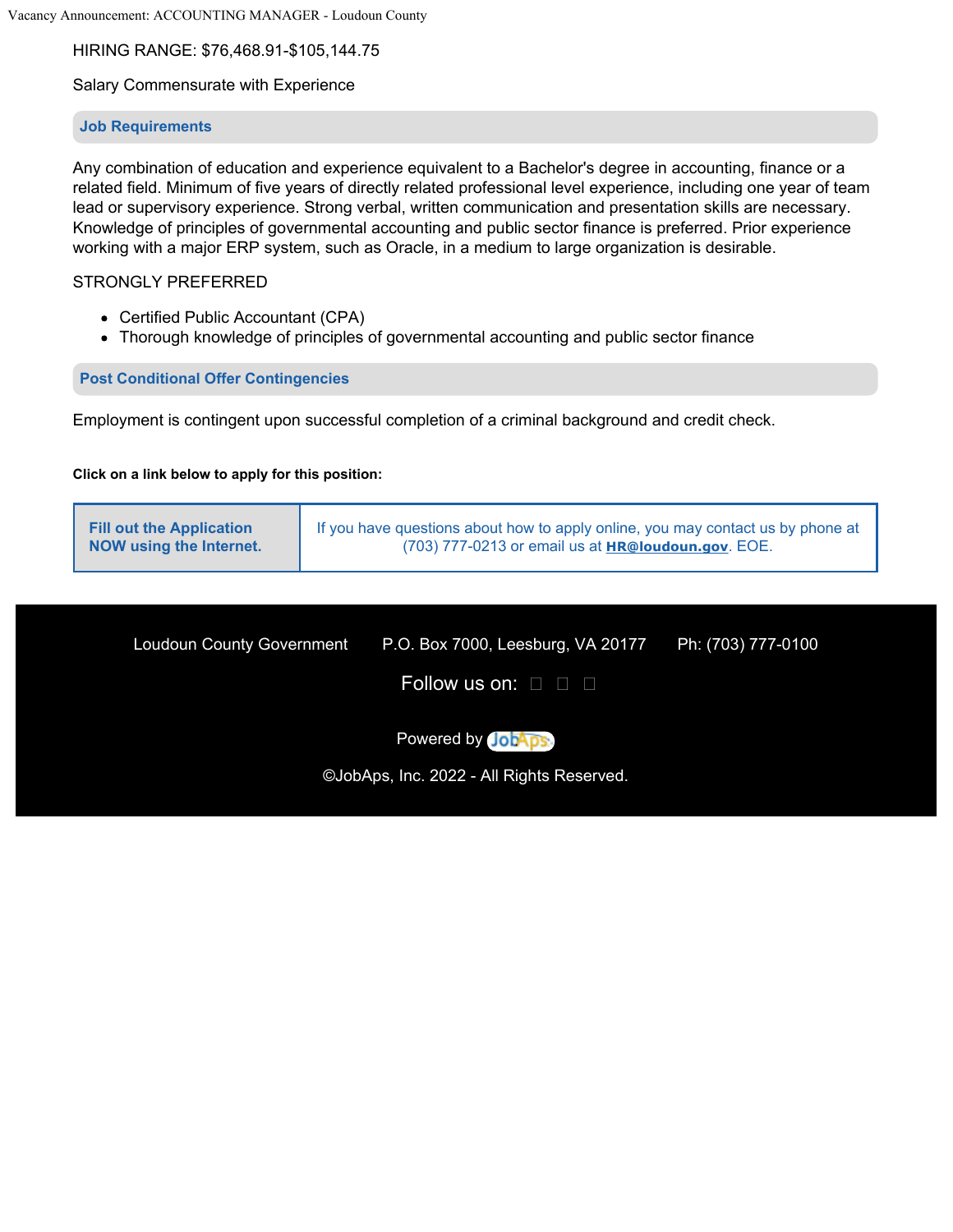HIRING RANGE: $76,468.91-$105,144.75

Salary Commensurate with Experience

## Job Requirements

Any combination of education and experience equivalent to a Bachelor's degree in accounting, finance or a related field. Minimum of five years of directly related professional level experience, including one year of team lead or supervisory experience. Strong verbal, written communication and presentation skills are necessary. Knowledge of principles of governmental accounting and public sector finance is preferred. Prior experience working with a major ERP system, such as Oracle, in a medium to large organization is desirable.

STRONGLY PREFERRED

- Certified Public Accountant (CPA)
- Thorough knowledge of principles of governmental accounting and public sector finance

## Post Conditional Offer Contingencies

Employment is contingent upon successful completion of a criminal background and credit check.

**Click on a link below to apply for this position:**

| | |
|---|---|
| **Fill out the Application NOW using the Internet.** | If you have questions about how to apply online, you may contact us by phone at (703) 777-0213 or email us at **HR@loudoun.gov**. EOE. |

Loudoun County Government P.O. Box 7000, Leesburg, VA 20177 Ph: (703) 777-0100

Follow us on:

Powered by JobAps

©JobAps, Inc. 2022 - All Rights Reserved.